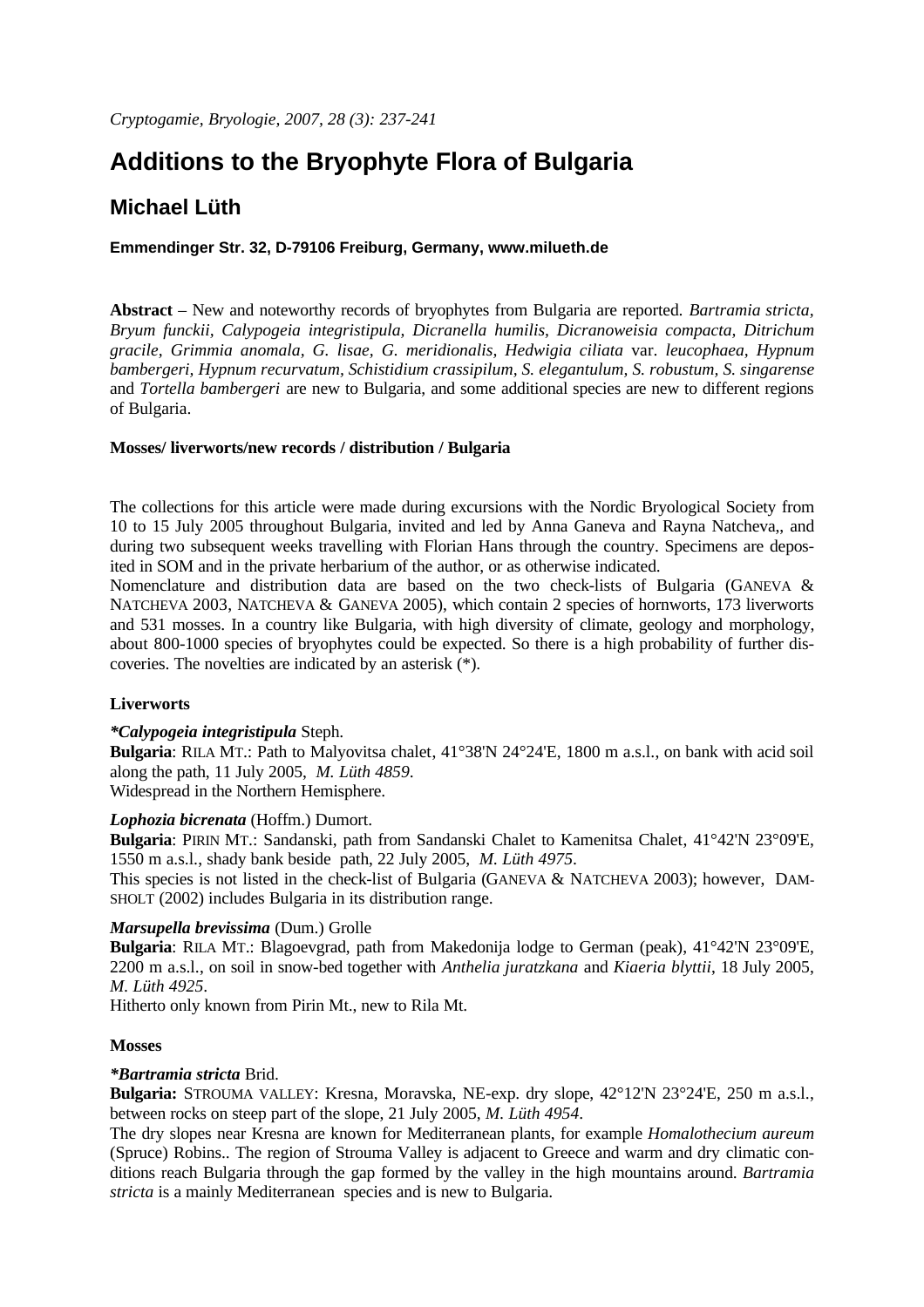*Cryptogamie, Bryologie, 2007, 28 (3): 237-241*

# Additions to the Bryophyte Flora of Bulgaria

## Michael Lüth

**Emmendinger Str. 32, D-79106 Freiburg, Germany, www.milueth.de**

**Abstract** – New and noteworthy records of bryophytes from Bulgaria are reported. *Bartramia stricta, Bryum funckii, Calypogeia integristipula, Dicranella humilis, Dicranoweisia compacta, Ditrichum gracile, Grimmia anomala, G. lisae, G. meridionalis, Hedwigia ciliata* var. *leucophaea, Hypnum bambergeri, Hypnum recurvatum, Schistidium crassipilum, S. elegantulum, S. robustum, S. singarense* and *Tortella bambergeri* are new to Bulgaria, and some additional species are new to different regions of Bulgaria.

**Mosses/ liverworts/new records / distribution / Bulgaria**

The collections for this article were made during excursions with the Nordic Bryological Society from 10 to 15 July 2005 throughout Bulgaria, invited and led by Anna Ganeva and Rayna Natcheva,, and during two subsequent weeks travelling with Florian Hans through the country. Specimens are deposited in SOM and in the private herbarium of the author, or as otherwise indicated.

Nomenclature and distribution data are based on the two check-lists of Bulgaria (GANEVA & NATCHEVA 2003, NATCHEVA & GANEVA 2005), which contain 2 species of hornworts, 173 liverworts and 531 mosses. In a country like Bulgaria, with high diversity of climate, geology and morphology, about 800-1000 species of bryophytes could be expected. So there is a high probability of further discoveries. The novelties are indicated by an asterisk (*).

### Liverworts

***Calypogeia integristipula*** Steph.

**Bulgaria**: RILA MT.: Path to Malyovitsa chalet, 41°38'N 24°24'E, 1800 m a.s.l., on bank with acid soil along the path, 11 July 2005, *M. Lüth 4859*.

Widespread in the Northern Hemisphere.

***Lophozia bicrenata*** (Hoffm.) Dumort.

**Bulgaria**: PIRIN MT.: Sandanski, path from Sandanski Chalet to Kamenitsa Chalet, 41°42'N 23°09'E, 1550 m a.s.l., shady bank beside path, 22 July 2005, *M. Lüth 4975*.

This species is not listed in the check-list of Bulgaria (GANEVA & NATCHEVA 2003); however, DAMSHOLT (2002) includes Bulgaria in its distribution range.

***Marsupella brevissima*** (Dum.) Grolle

**Bulgaria**: RILA MT.: Blagoevgrad, path from Makedonija lodge to German (peak), 41°42'N 23°09'E, 2200 m a.s.l., on soil in snow-bed together with *Anthelia juratzkana* and *Kiaeria blyttii*, 18 July 2005, *M. Lüth 4925*.

Hitherto only known from Pirin Mt., new to Rila Mt.

### Mosses

***Bartramia stricta*** Brid.

**Bulgaria:** STROUMA VALLEY: Kresna, Moravska, NE-exp. dry slope, 42°12'N 23°24'E, 250 m a.s.l., between rocks on steep part of the slope, 21 July 2005, *M. Lüth 4954*.

The dry slopes near Kresna are known for Mediterranean plants, for example *Homalothecium aureum* (Spruce) Robins.. The region of Strouma Valley is adjacent to Greece and warm and dry climatic conditions reach Bulgaria through the gap formed by the valley in the high mountains around. *Bartramia stricta* is a mainly Mediterranean species and is new to Bulgaria.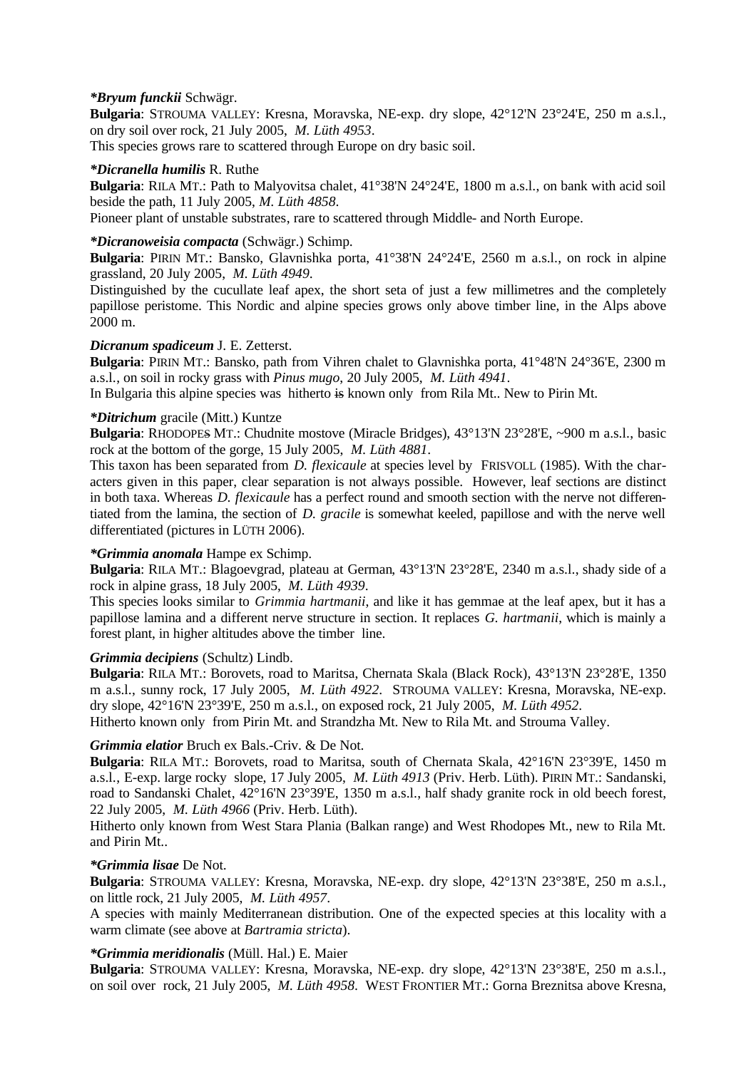***Bryum funckii*** Schwägr.

**Bulgaria**: STROUMA VALLEY: Kresna, Moravska, NE-exp. dry slope, 42°12'N 23°24'E, 250 m a.s.l., on dry soil over rock, 21 July 2005, *M. Lüth 4953*.

This species grows rare to scattered through Europe on dry basic soil.

***Dicranella humilis*** R. Ruthe

**Bulgaria**: RILA MT.: Path to Malyovitsa chalet, 41°38'N 24°24'E, 1800 m a.s.l., on bank with acid soil beside the path, 11 July 2005, *M. Lüth 4858*.

Pioneer plant of unstable substrates, rare to scattered through Middle- and North Europe.

***Dicranoweisia compacta*** (Schwägr.) Schimp.

**Bulgaria**: PIRIN MT.: Bansko, Glavnishka porta, 41°38'N 24°24'E, 2560 m a.s.l., on rock in alpine grassland, 20 July 2005, *M. Lüth 4949*.

Distinguished by the cucullate leaf apex, the short seta of just a few millimetres and the completely papillose peristome. This Nordic and alpine species grows only above timber line, in the Alps above 2000 m.

***Dicranum spadiceum*** J. E. Zetterst.

**Bulgaria**: PIRIN MT.: Bansko, path from Vihren chalet to Glavnishka porta, 41°48'N 24°36'E, 2300 m a.s.l., on soil in rocky grass with *Pinus mugo*, 20 July 2005, *M. Lüth 4941*.

In Bulgaria this alpine species was hitherto ~~is~~ known only from Rila Mt.. New to Pirin Mt.

***Ditrichum** gracile* (Mitt.) Kuntze

**Bulgaria**: RHODOPES MT.: Chudnite mostove (Miracle Bridges), 43°13'N 23°28'E, ~900 m a.s.l., basic rock at the bottom of the gorge, 15 July 2005, *M. Lüth 4881*.

This taxon has been separated from *D. flexicaule* at species level by FRISVOLL (1985). With the characters given in this paper, clear separation is not always possible. However, leaf sections are distinct in both taxa. Whereas *D. flexicaule* has a perfect round and smooth section with the nerve not differentiated from the lamina, the section of *D. gracile* is somewhat keeled, papillose and with the nerve well differentiated (pictures in LÜTH 2006).

***Grimmia anomala*** Hampe ex Schimp.

**Bulgaria**: RILA MT.: Blagoevgrad, plateau at German, 43°13'N 23°28'E, 2340 m a.s.l., shady side of a rock in alpine grass, 18 July 2005, *M. Lüth 4939*.

This species looks similar to *Grimmia hartmanii*, and like it has gemmae at the leaf apex, but it has a papillose lamina and a different nerve structure in section. It replaces *G. hartmanii*, which is mainly a forest plant, in higher altitudes above the timber line.

***Grimmia decipiens*** (Schultz) Lindb.

**Bulgaria**: RILA MT.: Borovets, road to Maritsa, Chernata Skala (Black Rock), 43°13'N 23°28'E, 1350 m a.s.l., sunny rock, 17 July 2005, *M. Lüth 4922*. STROUMA VALLEY: Kresna, Moravska, NE-exp. dry slope, 42°16'N 23°39'E, 250 m a.s.l., on exposed rock, 21 July 2005, *M. Lüth 4952*.

Hitherto known only from Pirin Mt. and Strandzha Mt. New to Rila Mt. and Strouma Valley.

***Grimmia elatior*** Bruch ex Bals.-Criv. & De Not.

**Bulgaria**: RILA MT.: Borovets, road to Maritsa, south of Chernata Skala, 42°16'N 23°39'E, 1450 m a.s.l., E-exp. large rocky slope, 17 July 2005, *M. Lüth 4913* (Priv. Herb. Lüth). PIRIN MT.: Sandanski, road to Sandanski Chalet, 42°16'N 23°39'E, 1350 m a.s.l., half shady granite rock in old beech forest, 22 July 2005, *M. Lüth 4966* (Priv. Herb. Lüth).

Hitherto only known from West Stara Plania (Balkan range) and West Rhodopes Mt., new to Rila Mt. and Pirin Mt..

***Grimmia lisae*** De Not.

**Bulgaria**: STROUMA VALLEY: Kresna, Moravska, NE-exp. dry slope, 42°13'N 23°38'E, 250 m a.s.l., on little rock, 21 July 2005, *M. Lüth 4957*.

A species with mainly Mediterranean distribution. One of the expected species at this locality with a warm climate (see above at *Bartramia stricta*).

***Grimmia meridionalis*** (Müll. Hal.) E. Maier

**Bulgaria**: STROUMA VALLEY: Kresna, Moravska, NE-exp. dry slope, 42°13'N 23°38'E, 250 m a.s.l., on soil over rock, 21 July 2005, *M. Lüth 4958*. WEST FRONTIER MT.: Gorna Breznitsa above Kresna,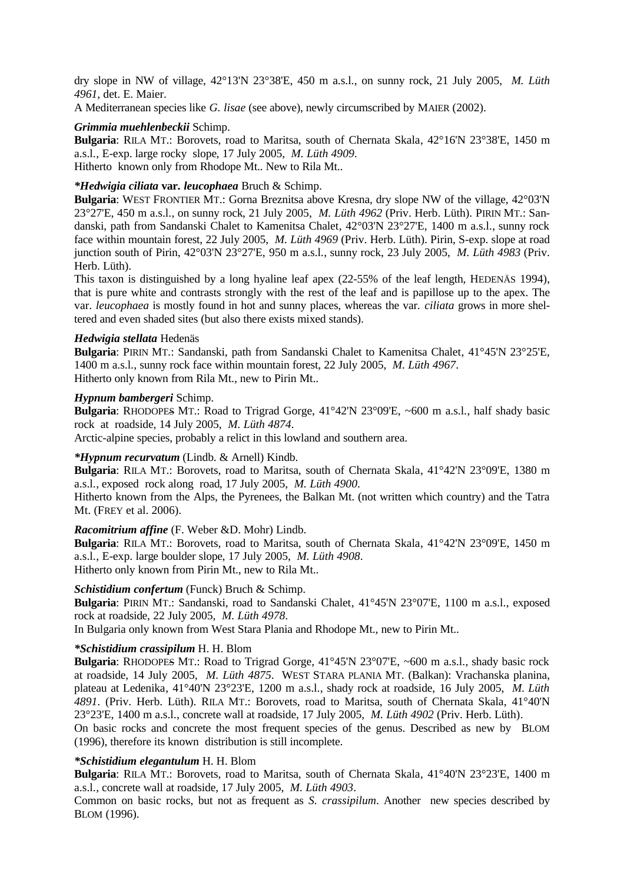dry slope in NW of village, 42°13'N 23°38'E, 450 m a.s.l., on sunny rock, 21 July 2005, *M. Lüth 4961*, det. E. Maier.

A Mediterranean species like *G. lisae* (see above), newly circumscribed by MAIER (2002).

***Grimmia muehlenbeckii*** Schimp.

**Bulgaria**: RILA MT.: Borovets, road to Maritsa, south of Chernata Skala, 42°16'N 23°38'E, 1450 m a.s.l., E-exp. large rocky slope, 17 July 2005, *M. Lüth 4909*.

Hitherto known only from Rhodope Mt.. New to Rila Mt..

***\*Hedwigia ciliata* var. *leucophaea*** Bruch & Schimp.

**Bulgaria**: WEST FRONTIER MT.: Gorna Breznitsa above Kresna, dry slope NW of the village, 42°03'N 23°27'E, 450 m a.s.l., on sunny rock, 21 July 2005, *M. Lüth 4962* (Priv. Herb. Lüth). PIRIN MT.: Sandanski, path from Sandanski Chalet to Kamenitsa Chalet, 42°03'N 23°27'E, 1400 m a.s.l., sunny rock face within mountain forest, 22 July 2005, *M. Lüth 4969* (Priv. Herb. Lüth). Pirin, S-exp. slope at road junction south of Pirin, 42°03'N 23°27'E, 950 m a.s.l., sunny rock, 23 July 2005, *M. Lüth 4983* (Priv. Herb. Lüth).

This taxon is distinguished by a long hyaline leaf apex (22-55% of the leaf length, HEDENÄS 1994), that is pure white and contrasts strongly with the rest of the leaf and is papillose up to the apex. The var. *leucophaea* is mostly found in hot and sunny places, whereas the var. *ciliata* grows in more sheltered and even shaded sites (but also there exists mixed stands).

***Hedwigia stellata*** Hedenäs

**Bulgaria**: PIRIN MT.: Sandanski, path from Sandanski Chalet to Kamenitsa Chalet, 41°45'N 23°25'E, 1400 m a.s.l., sunny rock face within mountain forest, 22 July 2005, *M. Lüth 4967*.

Hitherto only known from Rila Mt., new to Pirin Mt..

***Hypnum bambergeri*** Schimp.

**Bulgaria**: RHODOPES MT.: Road to Trigrad Gorge, 41°42'N 23°09'E, ~600 m a.s.l., half shady basic rock at roadside, 14 July 2005, *M. Lüth 4874*.

Arctic-alpine species, probably a relict in this lowland and southern area.

***\*Hypnum recurvatum*** (Lindb. & Arnell) Kindb.

**Bulgaria**: RILA MT.: Borovets, road to Maritsa, south of Chernata Skala, 41°42'N 23°09'E, 1380 m a.s.l., exposed rock along road, 17 July 2005, *M. Lüth 4900*.

Hitherto known from the Alps, the Pyrenees, the Balkan Mt. (not written which country) and the Tatra Mt. (FREY et al. 2006).

***Racomitrium affine*** (F. Weber &D. Mohr) Lindb.

**Bulgaria**: RILA MT.: Borovets, road to Maritsa, south of Chernata Skala, 41°42'N 23°09'E, 1450 m a.s.l., E-exp. large boulder slope, 17 July 2005, *M. Lüth 4908*.

Hitherto only known from Pirin Mt., new to Rila Mt..

***Schistidium confertum*** (Funck) Bruch & Schimp.

**Bulgaria**: PIRIN MT.: Sandanski, road to Sandanski Chalet, 41°45'N 23°07'E, 1100 m a.s.l., exposed rock at roadside, 22 July 2005, *M. Lüth 4978*.

In Bulgaria only known from West Stara Plania and Rhodope Mt., new to Pirin Mt..

***\*Schistidium crassipilum*** H. H. Blom

**Bulgaria**: RHODOPES MT.: Road to Trigrad Gorge, 41°45'N 23°07'E, ~600 m a.s.l., shady basic rock at roadside, 14 July 2005, *M. Lüth 4875*. WEST STARA PLANIA MT. (Balkan): Vrachanska planina, plateau at Ledenika, 41°40'N 23°23'E, 1200 m a.s.l., shady rock at roadside, 16 July 2005, *M. Lüth 4891*. (Priv. Herb. Lüth). RILA MT.: Borovets, road to Maritsa, south of Chernata Skala, 41°40'N 23°23'E, 1400 m a.s.l., concrete wall at roadside, 17 July 2005, *M. Lüth 4902* (Priv. Herb. Lüth).

On basic rocks and concrete the most frequent species of the genus. Described as new by BLOM (1996), therefore its known distribution is still incomplete.

***\*Schistidium elegantulum*** H. H. Blom

**Bulgaria**: RILA MT.: Borovets, road to Maritsa, south of Chernata Skala, 41°40'N 23°23'E, 1400 m a.s.l., concrete wall at roadside, 17 July 2005, *M. Lüth 4903*.

Common on basic rocks, but not as frequent as *S. crassipilum*. Another new species described by BLOM (1996).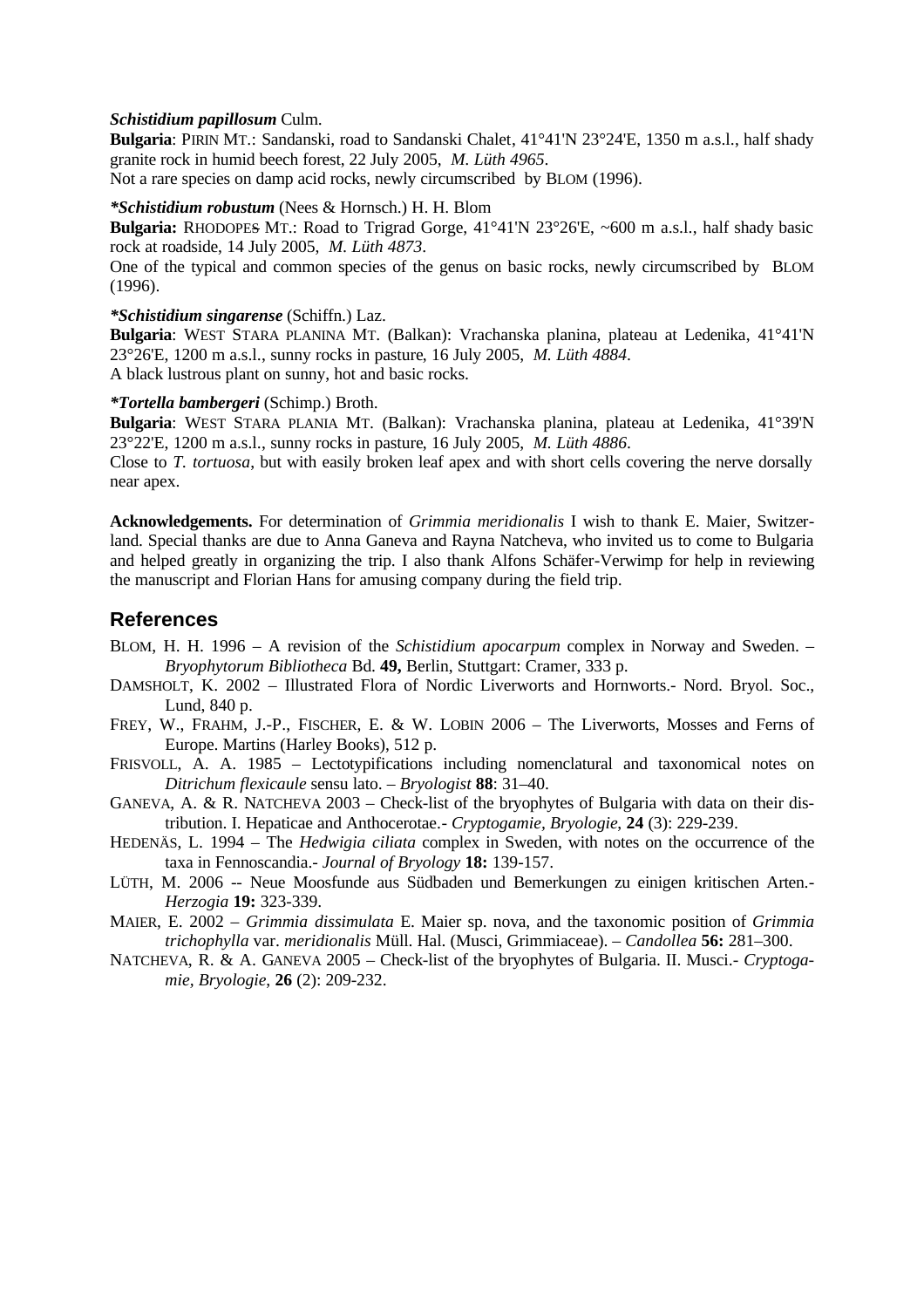***Schistidium papillosum*** Culm.

**Bulgaria**: PIRIN MT.: Sandanski, road to Sandanski Chalet, 41°41'N 23°24'E, 1350 m a.s.l., half shady granite rock in humid beech forest, 22 July 2005, *M. Lüth 4965*.

Not a rare species on damp acid rocks, newly circumscribed by BLOM (1996).

***\*Schistidium robustum*** (Nees & Hornsch.) H. H. Blom

**Bulgaria:** RHODOPES MT.: Road to Trigrad Gorge, 41°41'N 23°26'E, ~600 m a.s.l., half shady basic rock at roadside, 14 July 2005, *M. Lüth 4873*.

One of the typical and common species of the genus on basic rocks, newly circumscribed by BLOM (1996).

***\*Schistidium singarense*** (Schiffn.) Laz.

**Bulgaria**: WEST STARA PLANINA MT. (Balkan): Vrachanska planina, plateau at Ledenika, 41°41'N 23°26'E, 1200 m a.s.l., sunny rocks in pasture, 16 July 2005, *M. Lüth 4884*.

A black lustrous plant on sunny, hot and basic rocks.

***\*Tortella bambergeri*** (Schimp.) Broth.

**Bulgaria**: WEST STARA PLANIA MT. (Balkan): Vrachanska planina, plateau at Ledenika, 41°39'N 23°22'E, 1200 m a.s.l., sunny rocks in pasture, 16 July 2005, *M. Lüth 4886*.

Close to *T. tortuosa*, but with easily broken leaf apex and with short cells covering the nerve dorsally near apex.

**Acknowledgements.** For determination of *Grimmia meridionalis* I wish to thank E. Maier, Switzerland. Special thanks are due to Anna Ganeva and Rayna Natcheva, who invited us to come to Bulgaria and helped greatly in organizing the trip. I also thank Alfons Schäfer-Verwimp for help in reviewing the manuscript and Florian Hans for amusing company during the field trip.

## References

BLOM, H. H. 1996 – A revision of the *Schistidium apocarpum* complex in Norway and Sweden. – *Bryophytorum Bibliotheca* Bd. **49,** Berlin, Stuttgart: Cramer, 333 p.

DAMSHOLT, K. 2002 – Illustrated Flora of Nordic Liverworts and Hornworts.- Nord. Bryol. Soc., Lund, 840 p.

FREY, W., FRAHM, J.-P., FISCHER, E. & W. LOBIN 2006 – The Liverworts, Mosses and Ferns of Europe. Martins (Harley Books), 512 p.

FRISVOLL, A. A. 1985 – Lectotypifications including nomenclatural and taxonomical notes on *Ditrichum flexicaule* sensu lato. – *Bryologist* **88**: 31–40.

GANEVA, A. & R. NATCHEVA 2003 – Check-list of the bryophytes of Bulgaria with data on their distribution. I. Hepaticae and Anthocerotae.- *Cryptogamie, Bryologie,* **24** (3): 229-239.

HEDENÄS, L. 1994 – The *Hedwigia ciliata* complex in Sweden, with notes on the occurrence of the taxa in Fennoscandia.- *Journal of Bryology* **18:** 139-157.

LÜTH, M. 2006 -- Neue Moosfunde aus Südbaden und Bemerkungen zu einigen kritischen Arten.- *Herzogia* **19:** 323-339.

MAIER, E. 2002 – *Grimmia dissimulata* E. Maier sp. nova, and the taxonomic position of *Grimmia trichophylla* var. *meridionalis* Müll. Hal. (Musci, Grimmiaceae). – *Candollea* **56:** 281–300.

NATCHEVA, R. & A. GANEVA 2005 – Check-list of the bryophytes of Bulgaria. II. Musci.- *Cryptogamie, Bryologie*, **26** (2): 209-232.